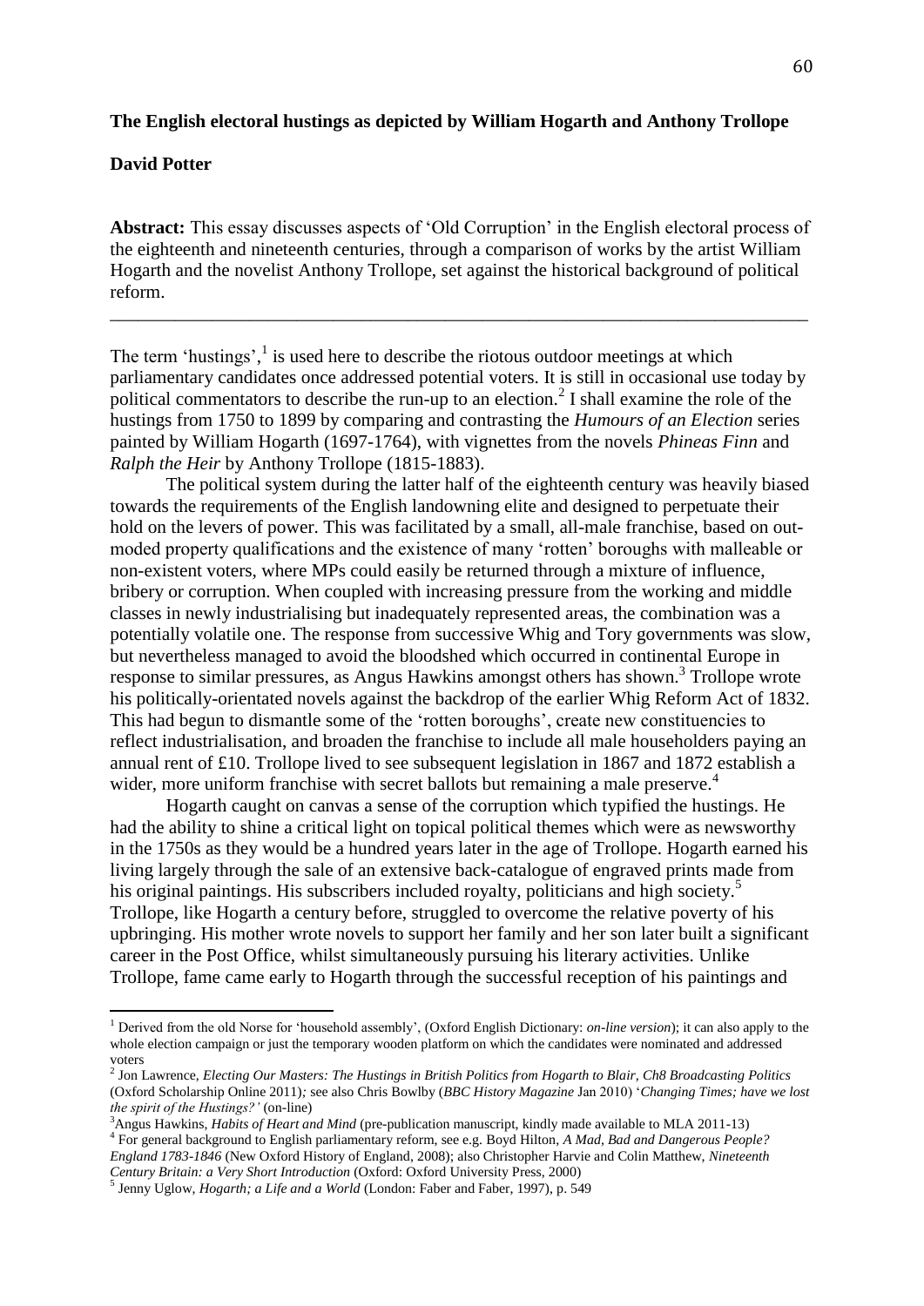**The English electoral hustings as depicted by William Hogarth and Anthony Trollope**

**David Potter**

**Abstract:** This essay discusses aspects of 'Old Corruption' in the English electoral process of the eighteenth and nineteenth centuries, through a comparison of works by the artist William Hogarth and the novelist Anthony Trollope, set against the historical background of political reform.

---

The term 'hustings',[1] is used here to describe the riotous outdoor meetings at which parliamentary candidates once addressed potential voters. It is still in occasional use today by political commentators to describe the run-up to an election.[2] I shall examine the role of the hustings from 1750 to 1899 by comparing and contrasting the *Humours of an Election* series painted by William Hogarth (1697-1764), with vignettes from the novels *Phineas Finn* and *Ralph the Heir* by Anthony Trollope (1815-1883).

The political system during the latter half of the eighteenth century was heavily biased towards the requirements of the English landowning elite and designed to perpetuate their hold on the levers of power. This was facilitated by a small, all-male franchise, based on out-moded property qualifications and the existence of many 'rotten' boroughs with malleable or non-existent voters, where MPs could easily be returned through a mixture of influence, bribery or corruption. When coupled with increasing pressure from the working and middle classes in newly industrialising but inadequately represented areas, the combination was a potentially volatile one. The response from successive Whig and Tory governments was slow, but nevertheless managed to avoid the bloodshed which occurred in continental Europe in response to similar pressures, as Angus Hawkins amongst others has shown.[3] Trollope wrote his politically-orientated novels against the backdrop of the earlier Whig Reform Act of 1832. This had begun to dismantle some of the 'rotten boroughs', create new constituencies to reflect industrialisation, and broaden the franchise to include all male householders paying an annual rent of £10. Trollope lived to see subsequent legislation in 1867 and 1872 establish a wider, more uniform franchise with secret ballots but remaining a male preserve.[4]

Hogarth caught on canvas a sense of the corruption which typified the hustings. He had the ability to shine a critical light on topical political themes which were as newsworthy in the 1750s as they would be a hundred years later in the age of Trollope. Hogarth earned his living largely through the sale of an extensive back-catalogue of engraved prints made from his original paintings. His subscribers included royalty, politicians and high society.[5] Trollope, like Hogarth a century before, struggled to overcome the relative poverty of his upbringing. His mother wrote novels to support her family and her son later built a significant career in the Post Office, whilst simultaneously pursuing his literary activities. Unlike Trollope, fame came early to Hogarth through the successful reception of his paintings and

---

[1] Derived from the old Norse for 'household assembly', (Oxford English Dictionary: *on-line version*); it can also apply to the whole election campaign or just the temporary wooden platform on which the candidates were nominated and addressed voters

[2] Jon Lawrence, *Electing Our Masters: The Hustings in British Politics from Hogarth to Blair, Ch8 Broadcasting Politics* (Oxford Scholarship Online 2011)*;* see also Chris Bowlby (*BBC History Magazine* Jan 2010) '*Changing Times; have we lost the spirit of the Hustings?'* (on-line)

[3] Angus Hawkins, *Habits of Heart and Mind* (pre-publication manuscript, kindly made available to MLA 2011-13)

[4] For general background to English parliamentary reform, see e.g. Boyd Hilton, *A Mad, Bad and Dangerous People? England 1783-1846* (New Oxford History of England, 2008); also Christopher Harvie and Colin Matthew, *Nineteenth Century Britain: a Very Short Introduction* (Oxford: Oxford University Press, 2000)

[5] Jenny Uglow, *Hogarth; a Life and a World* (London: Faber and Faber, 1997), p. 549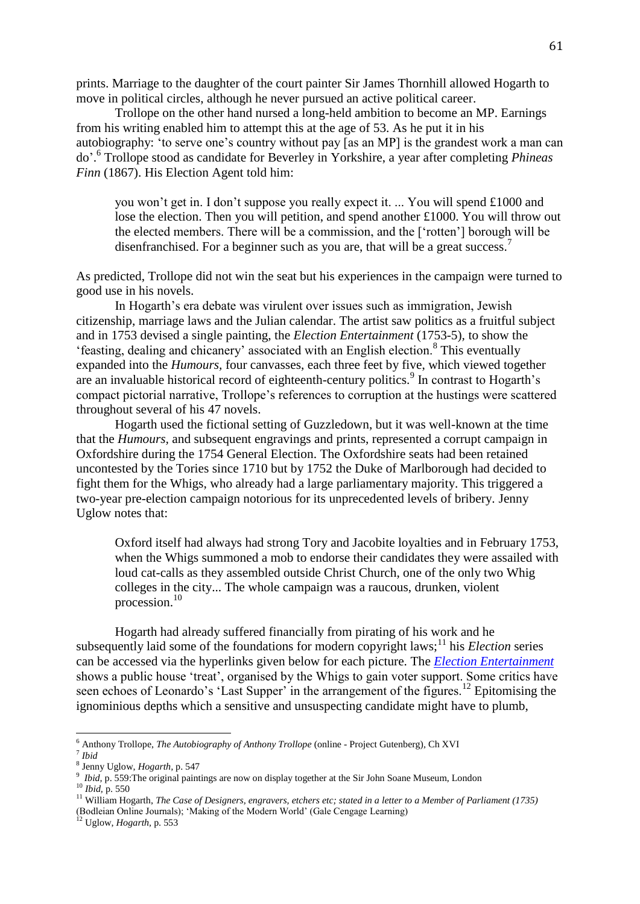prints. Marriage to the daughter of the court painter Sir James Thornhill allowed Hogarth to move in political circles, although he never pursued an active political career.

Trollope on the other hand nursed a long-held ambition to become an MP. Earnings from his writing enabled him to attempt this at the age of 53. As he put it in his autobiography: 'to serve one's country without pay [as an MP] is the grandest work a man can do'.[6] Trollope stood as candidate for Beverley in Yorkshire, a year after completing *Phineas Finn* (1867). His Election Agent told him:

> you won't get in. I don't suppose you really expect it. ... You will spend £1000 and lose the election. Then you will petition, and spend another £1000. You will throw out the elected members. There will be a commission, and the ['rotten'] borough will be disenfranchised. For a beginner such as you are, that will be a great success.[7]

As predicted, Trollope did not win the seat but his experiences in the campaign were turned to good use in his novels.

In Hogarth's era debate was virulent over issues such as immigration, Jewish citizenship, marriage laws and the Julian calendar. The artist saw politics as a fruitful subject and in 1753 devised a single painting, the *Election Entertainment* (1753-5), to show the 'feasting, dealing and chicanery' associated with an English election.[8] This eventually expanded into the *Humours,* four canvasses, each three feet by five, which viewed together are an invaluable historical record of eighteenth-century politics.[9] In contrast to Hogarth's compact pictorial narrative, Trollope's references to corruption at the hustings were scattered throughout several of his 47 novels.

Hogarth used the fictional setting of Guzzledown, but it was well-known at the time that the *Humours,* and subsequent engravings and prints, represented a corrupt campaign in Oxfordshire during the 1754 General Election. The Oxfordshire seats had been retained uncontested by the Tories since 1710 but by 1752 the Duke of Marlborough had decided to fight them for the Whigs, who already had a large parliamentary majority. This triggered a two-year pre-election campaign notorious for its unprecedented levels of bribery. Jenny Uglow notes that:

> Oxford itself had always had strong Tory and Jacobite loyalties and in February 1753, when the Whigs summoned a mob to endorse their candidates they were assailed with loud cat-calls as they assembled outside Christ Church, one of the only two Whig colleges in the city... The whole campaign was a raucous, drunken, violent procession.[10]

Hogarth had already suffered financially from pirating of his work and he subsequently laid some of the foundations for modern copyright laws;[11] his *Election* series can be accessed via the hyperlinks given below for each picture. The *Election Entertainment* shows a public house 'treat', organised by the Whigs to gain voter support. Some critics have seen echoes of Leonardo's 'Last Supper' in the arrangement of the figures.[12] Epitomising the ignominious depths which a sensitive and unsuspecting candidate might have to plumb,

---

[6] Anthony Trollope, *The Autobiography of Anthony Trollope* (online - Project Gutenberg), Ch XVI

[7] *Ibid*

[8] Jenny Uglow, *Hogarth*, p. 547

[9] *Ibid*, p. 559:The original paintings are now on display together at the Sir John Soane Museum, London

[10] *Ibid*, p. 550

[11] William Hogarth, *The Case of Designers, engravers, etchers etc; stated in a letter to a Member of Parliament (1735)* (Bodleian Online Journals); 'Making of the Modern World' (Gale Cengage Learning)

[12] Uglow, *Hogarth*, p. 553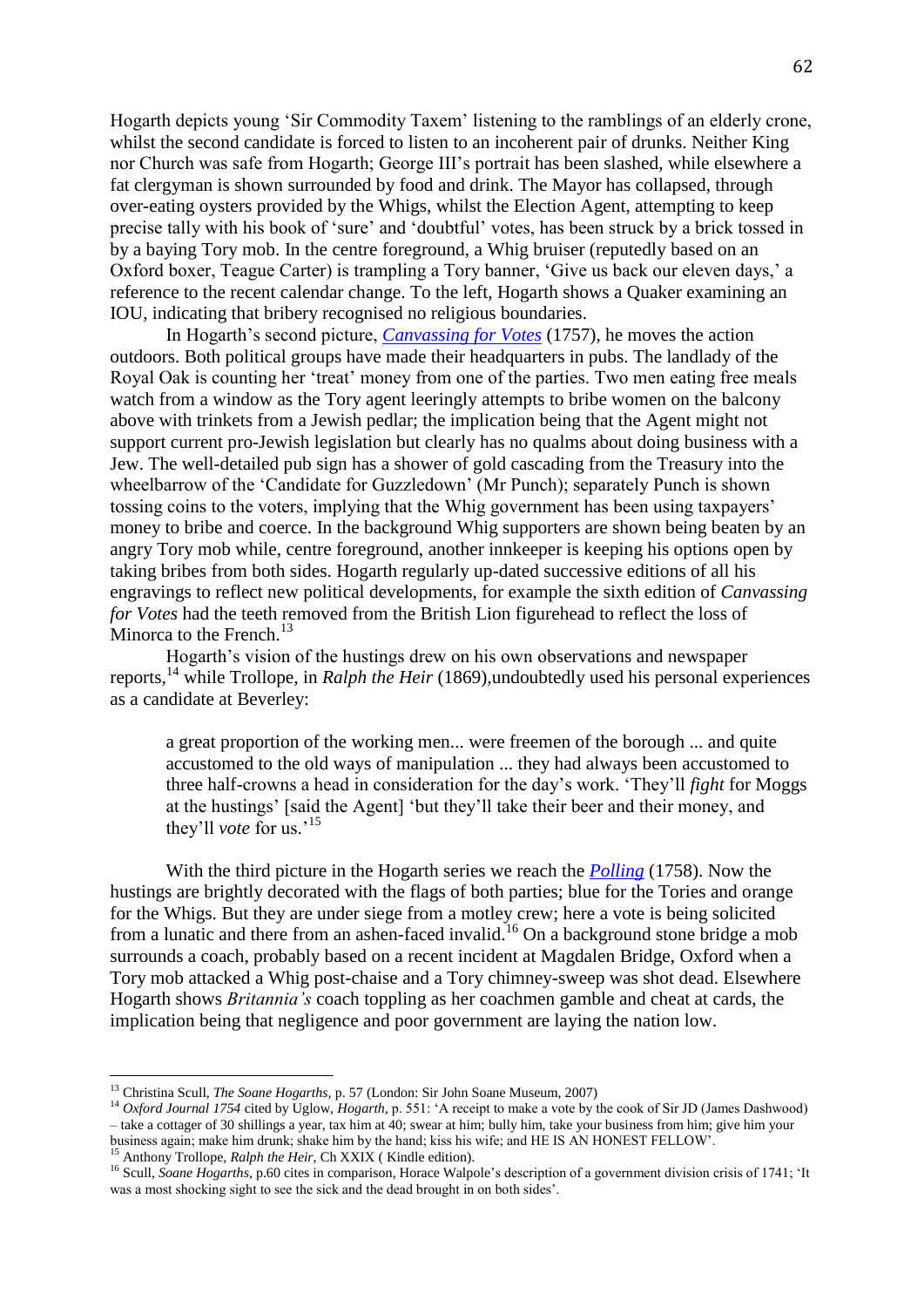Hogarth depicts young 'Sir Commodity Taxem' listening to the ramblings of an elderly crone, whilst the second candidate is forced to listen to an incoherent pair of drunks. Neither King nor Church was safe from Hogarth; George III's portrait has been slashed, while elsewhere a fat clergyman is shown surrounded by food and drink. The Mayor has collapsed, through over-eating oysters provided by the Whigs, whilst the Election Agent, attempting to keep precise tally with his book of 'sure' and 'doubtful' votes, has been struck by a brick tossed in by a baying Tory mob. In the centre foreground, a Whig bruiser (reputedly based on an Oxford boxer, Teague Carter) is trampling a Tory banner, 'Give us back our eleven days,' a reference to the recent calendar change. To the left, Hogarth shows a Quaker examining an IOU, indicating that bribery recognised no religious boundaries.

In Hogarth's second picture, *Canvassing for Votes* (1757), he moves the action outdoors. Both political groups have made their headquarters in pubs. The landlady of the Royal Oak is counting her 'treat' money from one of the parties. Two men eating free meals watch from a window as the Tory agent leeringly attempts to bribe women on the balcony above with trinkets from a Jewish pedlar; the implication being that the Agent might not support current pro-Jewish legislation but clearly has no qualms about doing business with a Jew. The well-detailed pub sign has a shower of gold cascading from the Treasury into the wheelbarrow of the 'Candidate for Guzzledown' (Mr Punch); separately Punch is shown tossing coins to the voters, implying that the Whig government has been using taxpayers' money to bribe and coerce. In the background Whig supporters are shown being beaten by an angry Tory mob while, centre foreground, another innkeeper is keeping his options open by taking bribes from both sides. Hogarth regularly up-dated successive editions of all his engravings to reflect new political developments, for example the sixth edition of *Canvassing for Votes* had the teeth removed from the British Lion figurehead to reflect the loss of Minorca to the French.[13]

Hogarth's vision of the hustings drew on his own observations and newspaper reports,[14] while Trollope, in *Ralph the Heir* (1869),undoubtedly used his personal experiences as a candidate at Beverley:

> a great proportion of the working men... were freemen of the borough ... and quite accustomed to the old ways of manipulation ... they had always been accustomed to three half-crowns a head in consideration for the day's work. 'They'll *fight* for Moggs at the hustings' [said the Agent] 'but they'll take their beer and their money, and they'll *vote* for us.'[15]

With the third picture in the Hogarth series we reach the *Polling* (1758). Now the hustings are brightly decorated with the flags of both parties; blue for the Tories and orange for the Whigs. But they are under siege from a motley crew; here a vote is being solicited from a lunatic and there from an ashen-faced invalid.[16] On a background stone bridge a mob surrounds a coach, probably based on a recent incident at Magdalen Bridge, Oxford when a Tory mob attacked a Whig post-chaise and a Tory chimney-sweep was shot dead. Elsewhere Hogarth shows *Britannia's* coach toppling as her coachmen gamble and cheat at cards, the implication being that negligence and poor government are laying the nation low.

---

[13] Christina Scull, *The Soane Hogarths,* p. 57 (London: Sir John Soane Museum, 2007)

[14] *Oxford Journal 1754* cited by Uglow, *Hogarth,* p. 551: 'A receipt to make a vote by the cook of Sir JD (James Dashwood) – take a cottager of 30 shillings a year, tax him at 40; swear at him; bully him, take your business from him; give him your business again; make him drunk; shake him by the hand; kiss his wife; and HE IS AN HONEST FELLOW'.

[15] Anthony Trollope, *Ralph the Heir,* Ch XXIX ( Kindle edition).

[16] Scull, *Soane Hogarths,* p.60 cites in comparison, Horace Walpole's description of a government division crisis of 1741; 'It was a most shocking sight to see the sick and the dead brought in on both sides'.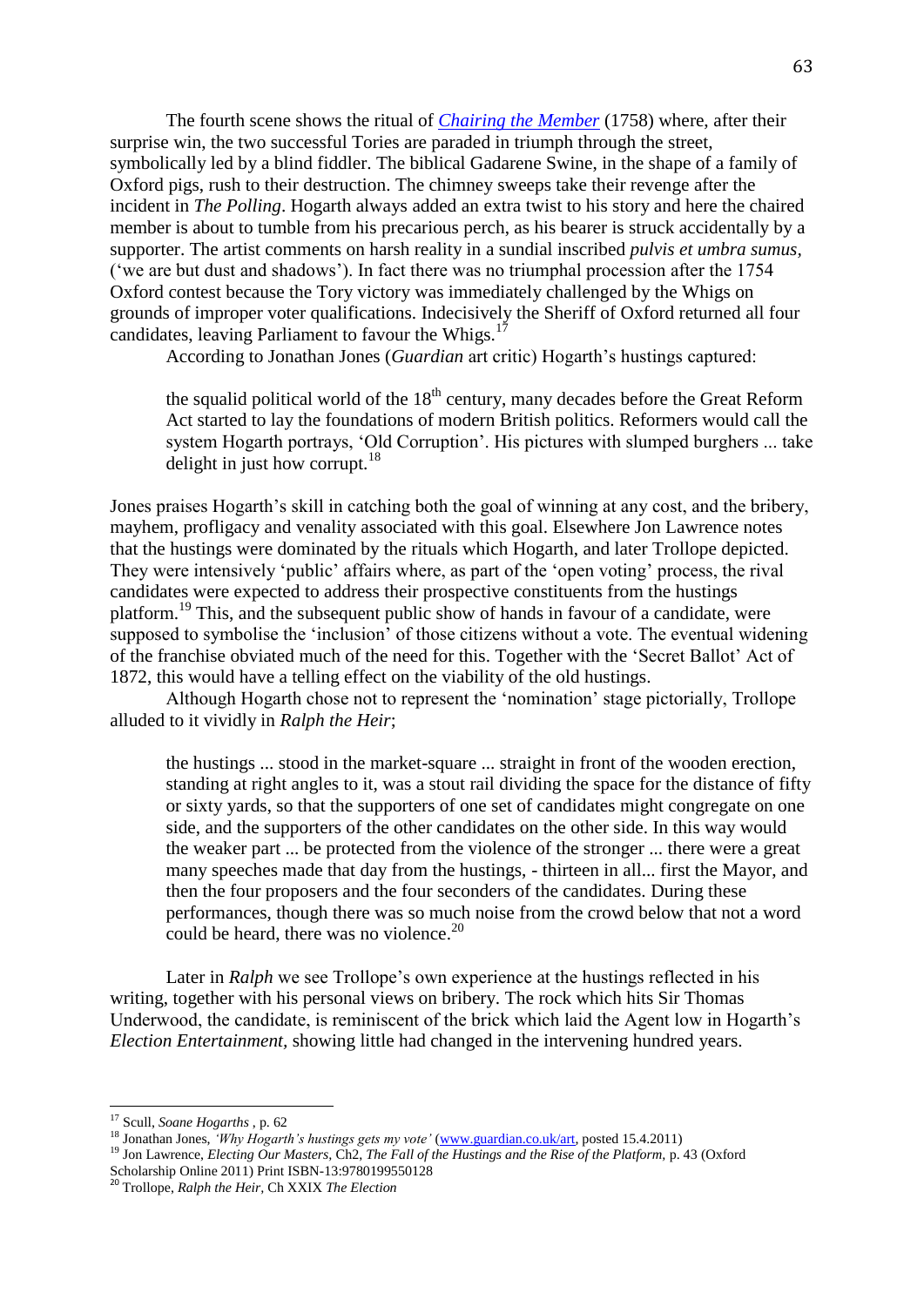The fourth scene shows the ritual of *Chairing the Member* (1758) where, after their surprise win, the two successful Tories are paraded in triumph through the street, symbolically led by a blind fiddler. The biblical Gadarene Swine, in the shape of a family of Oxford pigs, rush to their destruction. The chimney sweeps take their revenge after the incident in *The Polling*. Hogarth always added an extra twist to his story and here the chaired member is about to tumble from his precarious perch, as his bearer is struck accidentally by a supporter. The artist comments on harsh reality in a sundial inscribed *pulvis et umbra sumus*, ('we are but dust and shadows'). In fact there was no triumphal procession after the 1754 Oxford contest because the Tory victory was immediately challenged by the Whigs on grounds of improper voter qualifications. Indecisively the Sheriff of Oxford returned all four candidates, leaving Parliament to favour the Whigs.[17]

According to Jonathan Jones (*Guardian* art critic) Hogarth's hustings captured:

> the squalid political world of the 18th century, many decades before the Great Reform Act started to lay the foundations of modern British politics. Reformers would call the system Hogarth portrays, 'Old Corruption'. His pictures with slumped burghers ... take delight in just how corrupt.[18]

Jones praises Hogarth's skill in catching both the goal of winning at any cost, and the bribery, mayhem, profligacy and venality associated with this goal. Elsewhere Jon Lawrence notes that the hustings were dominated by the rituals which Hogarth, and later Trollope depicted. They were intensively 'public' affairs where, as part of the 'open voting' process, the rival candidates were expected to address their prospective constituents from the hustings platform.[19] This, and the subsequent public show of hands in favour of a candidate, were supposed to symbolise the 'inclusion' of those citizens without a vote. The eventual widening of the franchise obviated much of the need for this. Together with the 'Secret Ballot' Act of 1872, this would have a telling effect on the viability of the old hustings.

Although Hogarth chose not to represent the 'nomination' stage pictorially, Trollope alluded to it vividly in *Ralph the Heir*;

> the hustings ... stood in the market-square ... straight in front of the wooden erection, standing at right angles to it, was a stout rail dividing the space for the distance of fifty or sixty yards, so that the supporters of one set of candidates might congregate on one side, and the supporters of the other candidates on the other side. In this way would the weaker part ... be protected from the violence of the stronger ... there were a great many speeches made that day from the hustings, - thirteen in all... first the Mayor, and then the four proposers and the four seconders of the candidates. During these performances, though there was so much noise from the crowd below that not a word could be heard, there was no violence.[20]

Later in *Ralph* we see Trollope's own experience at the hustings reflected in his writing, together with his personal views on bribery. The rock which hits Sir Thomas Underwood, the candidate, is reminiscent of the brick which laid the Agent low in Hogarth's *Election Entertainment*, showing little had changed in the intervening hundred years.

---

[17] Scull, *Soane Hogarths* , p. 62

[18] Jonathan Jones, *'Why Hogarth's hustings gets my vote'* (www.guardian.co.uk/art, posted 15.4.2011)

[19] Jon Lawrence, *Electing Our Masters*, Ch2, *The Fall of the Hustings and the Rise of the Platform*, p. 43 (Oxford Scholarship Online 2011) Print ISBN-13:9780199550128

[20] Trollope, *Ralph the Heir*, Ch XXIX *The Election*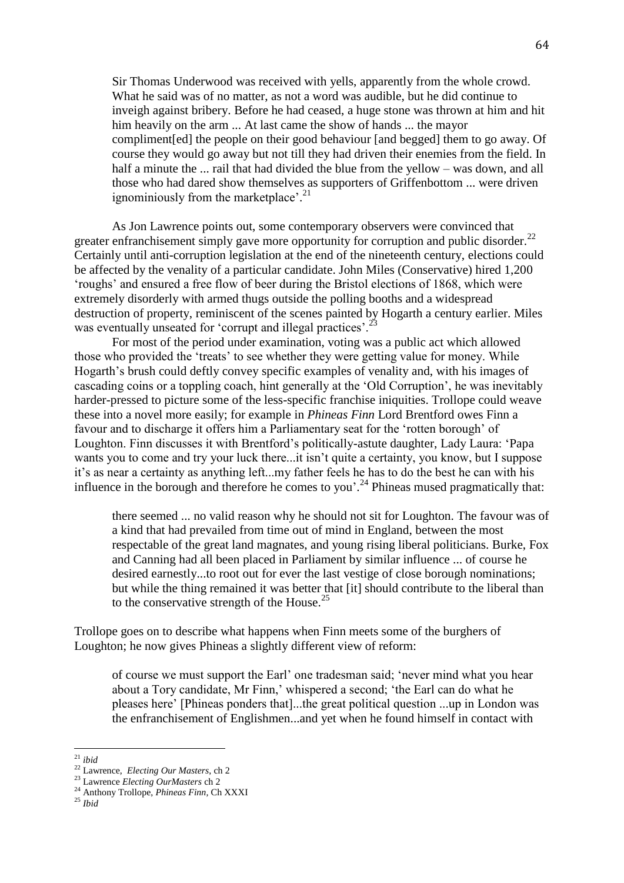> Sir Thomas Underwood was received with yells, apparently from the whole crowd. What he said was of no matter, as not a word was audible, but he did continue to inveigh against bribery. Before he had ceased, a huge stone was thrown at him and hit him heavily on the arm ... At last came the show of hands ... the mayor compliment[ed] the people on their good behaviour [and begged] them to go away. Of course they would go away but not till they had driven their enemies from the field. In half a minute the ... rail that had divided the blue from the yellow – was down, and all those who had dared show themselves as supporters of Griffenbottom ... were driven ignominiously from the marketplace'.[21]

As Jon Lawrence points out, some contemporary observers were convinced that greater enfranchisement simply gave more opportunity for corruption and public disorder.[22] Certainly until anti-corruption legislation at the end of the nineteenth century, elections could be affected by the venality of a particular candidate. John Miles (Conservative) hired 1,200 'roughs' and ensured a free flow of beer during the Bristol elections of 1868, which were extremely disorderly with armed thugs outside the polling booths and a widespread destruction of property, reminiscent of the scenes painted by Hogarth a century earlier. Miles was eventually unseated for 'corrupt and illegal practices'.[23]

For most of the period under examination, voting was a public act which allowed those who provided the 'treats' to see whether they were getting value for money. While Hogarth's brush could deftly convey specific examples of venality and, with his images of cascading coins or a toppling coach, hint generally at the 'Old Corruption', he was inevitably harder-pressed to picture some of the less-specific franchise iniquities. Trollope could weave these into a novel more easily; for example in *Phineas Finn* Lord Brentford owes Finn a favour and to discharge it offers him a Parliamentary seat for the 'rotten borough' of Loughton. Finn discusses it with Brentford's politically-astute daughter, Lady Laura: 'Papa wants you to come and try your luck there...it isn't quite a certainty, you know, but I suppose it's as near a certainty as anything left...my father feels he has to do the best he can with his influence in the borough and therefore he comes to you'.[24] Phineas mused pragmatically that:

> there seemed ... no valid reason why he should not sit for Loughton. The favour was of a kind that had prevailed from time out of mind in England, between the most respectable of the great land magnates, and young rising liberal politicians. Burke, Fox and Canning had all been placed in Parliament by similar influence ... of course he desired earnestly...to root out for ever the last vestige of close borough nominations; but while the thing remained it was better that [it] should contribute to the liberal than to the conservative strength of the House.[25]

Trollope goes on to describe what happens when Finn meets some of the burghers of Loughton; he now gives Phineas a slightly different view of reform:

> of course we must support the Earl' one tradesman said; 'never mind what you hear about a Tory candidate, Mr Finn,' whispered a second; 'the Earl can do what he pleases here' [Phineas ponders that]...the great political question ...up in London was the enfranchisement of Englishmen...and yet when he found himself in contact with

---

[21] *ibid*

[22] Lawrence, *Electing Our Masters*, ch 2

[23] Lawrence *Electing OurMasters* ch 2

[24] Anthony Trollope, *Phineas Finn*, Ch XXXI

[25] *Ibid*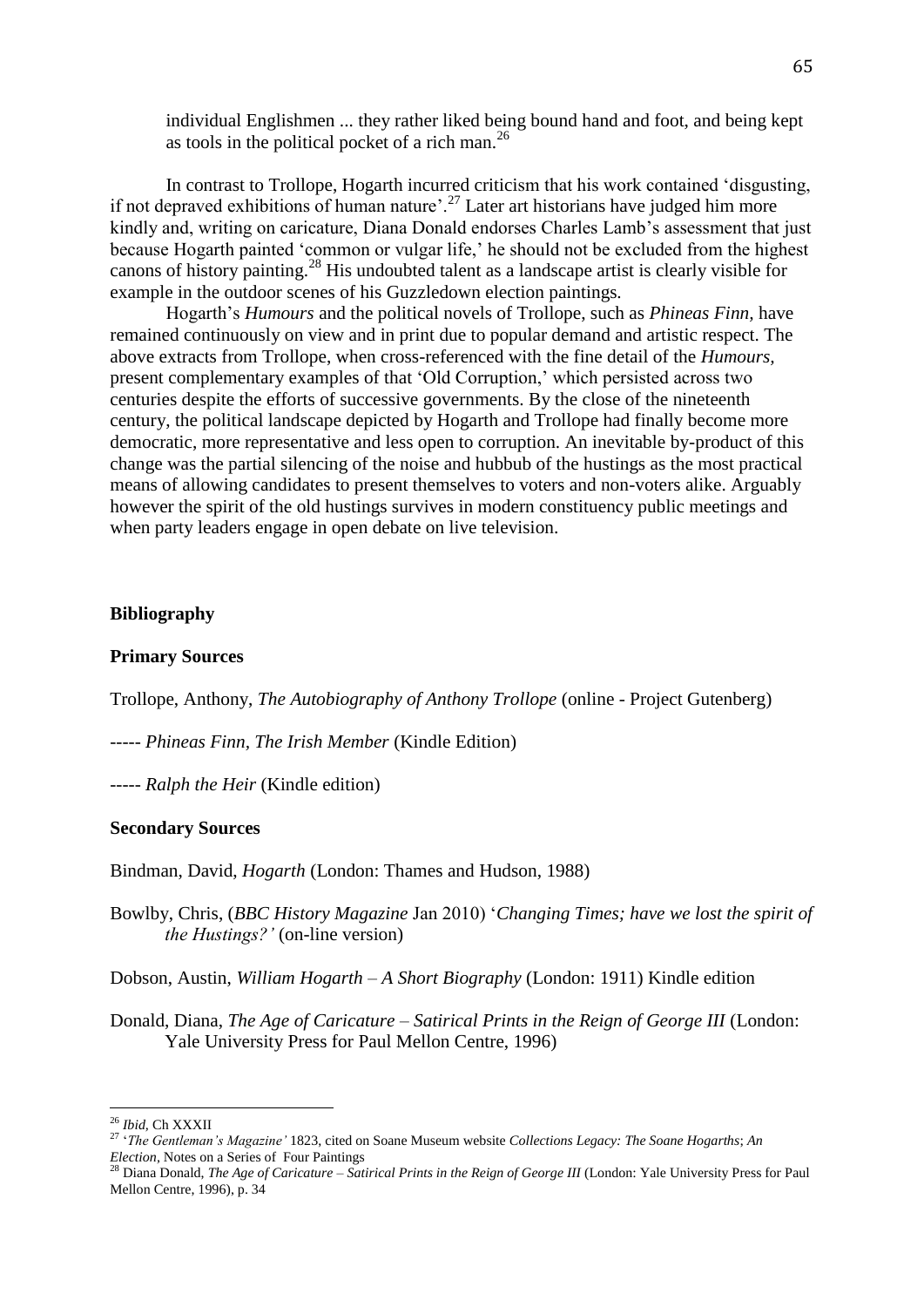> individual Englishmen ... they rather liked being bound hand and foot, and being kept as tools in the political pocket of a rich man.[26]

In contrast to Trollope, Hogarth incurred criticism that his work contained 'disgusting, if not depraved exhibitions of human nature'.[27] Later art historians have judged him more kindly and, writing on caricature, Diana Donald endorses Charles Lamb's assessment that just because Hogarth painted 'common or vulgar life,' he should not be excluded from the highest canons of history painting.[28] His undoubted talent as a landscape artist is clearly visible for example in the outdoor scenes of his Guzzledown election paintings.

Hogarth's *Humours* and the political novels of Trollope, such as *Phineas Finn,* have remained continuously on view and in print due to popular demand and artistic respect. The above extracts from Trollope, when cross-referenced with the fine detail of the *Humours,* present complementary examples of that 'Old Corruption,' which persisted across two centuries despite the efforts of successive governments. By the close of the nineteenth century, the political landscape depicted by Hogarth and Trollope had finally become more democratic, more representative and less open to corruption. An inevitable by-product of this change was the partial silencing of the noise and hubbub of the hustings as the most practical means of allowing candidates to present themselves to voters and non-voters alike. Arguably however the spirit of the old hustings survives in modern constituency public meetings and when party leaders engage in open debate on live television.

## Bibliography

### Primary Sources

Trollope, Anthony, *The Autobiography of Anthony Trollope* (online - Project Gutenberg)

----- *Phineas Finn, The Irish Member* (Kindle Edition)

----- *Ralph the Heir* (Kindle edition)

### Secondary Sources

Bindman, David, *Hogarth* (London: Thames and Hudson, 1988)

Bowlby, Chris, (*BBC History Magazine* Jan 2010) '*Changing Times; have we lost the spirit of the Hustings?'* (on-line version)

Dobson, Austin, *William Hogarth – A Short Biography* (London: 1911) Kindle edition

Donald, Diana, *The Age of Caricature – Satirical Prints in the Reign of George III* (London: Yale University Press for Paul Mellon Centre, 1996)

---

[26] *Ibid,* Ch XXXII

[27] '*The Gentleman's Magazine'* 1823, cited on Soane Museum website *Collections Legacy: The Soane Hogarths*; *An Election*, Notes on a Series of Four Paintings

[28] Diana Donald, *The Age of Caricature – Satirical Prints in the Reign of George III* (London: Yale University Press for Paul Mellon Centre, 1996), p. 34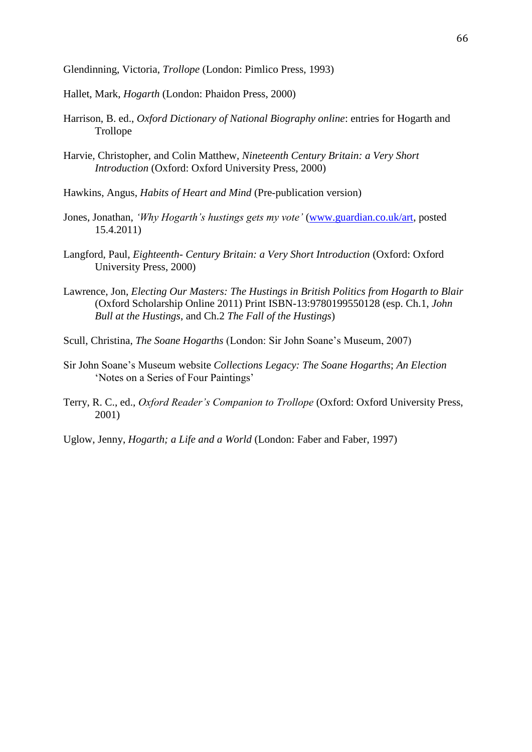Glendinning, Victoria, *Trollope* (London: Pimlico Press, 1993)

Hallet, Mark, *Hogarth* (London: Phaidon Press, 2000)

Harrison, B. ed., *Oxford Dictionary of National Biography online*: entries for Hogarth and Trollope

Harvie, Christopher, and Colin Matthew, *Nineteenth Century Britain: a Very Short Introduction* (Oxford: Oxford University Press, 2000)

Hawkins, Angus, *Habits of Heart and Mind* (Pre-publication version)

Jones, Jonathan, *'Why Hogarth's hustings gets my vote'* (www.guardian.co.uk/art, posted 15.4.2011)

Langford, Paul, *Eighteenth- Century Britain: a Very Short Introduction* (Oxford: Oxford University Press, 2000)

Lawrence, Jon, *Electing Our Masters: The Hustings in British Politics from Hogarth to Blair* (Oxford Scholarship Online 2011) Print ISBN-13:9780199550128 (esp. Ch.1, *John Bull at the Hustings*, and Ch.2 *The Fall of the Hustings*)

Scull, Christina, *The Soane Hogarths* (London: Sir John Soane's Museum, 2007)

Sir John Soane's Museum website *Collections Legacy: The Soane Hogarths*; *An Election* 'Notes on a Series of Four Paintings'

Terry, R. C., ed., *Oxford Reader's Companion to Trollope* (Oxford: Oxford University Press, 2001)

Uglow, Jenny, *Hogarth; a Life and a World* (London: Faber and Faber, 1997)